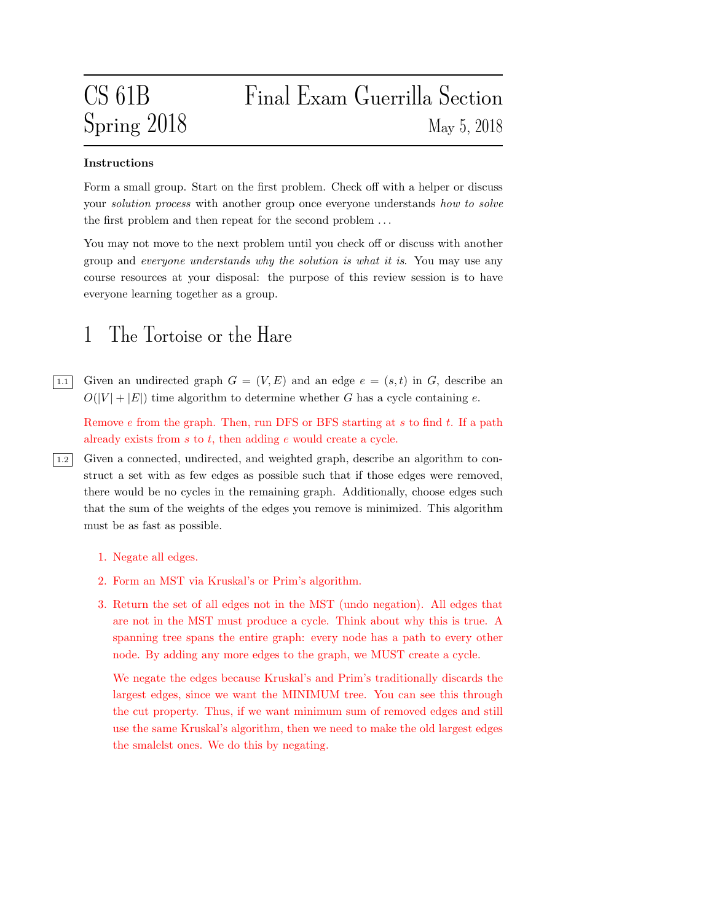# CS 61B Spring 2018 — Final Exam Guerrilla Section

May 5, 2018

**Instructions**

Form a small group. Start on the first problem. Check off with a helper or discuss your *solution process* with another group once everyone understands *how to solve* the first problem and then repeat for the second problem . . .

You may not move to the next problem until you check off or discuss with another group and *everyone understands why the solution is what it is*. You may use any course resources at your disposal: the purpose of this review session is to have everyone learning together as a group.

## 1 The Tortoise or the Hare

**1.1** Given an undirected graph $G = (V, E)$ and an edge $e = (s, t)$ in $G$, describe an $O(|V| + |E|)$ time algorithm to determine whether $G$ has a cycle containing $e$.

Remove $e$ from the graph. Then, run DFS or BFS starting at $s$ to find $t$. If a path already exists from $s$ to $t$, then adding $e$ would create a cycle.

**1.2** Given a connected, undirected, and weighted graph, describe an algorithm to construct a set with as few edges as possible such that if those edges were removed, there would be no cycles in the remaining graph. Additionally, choose edges such that the sum of the weights of the edges you remove is minimized. This algorithm must be as fast as possible.

1. Negate all edges.
2. Form an MST via Kruskal's or Prim's algorithm.
3. Return the set of all edges not in the MST (undo negation). All edges that are not in the MST must produce a cycle. Think about why this is true. A spanning tree spans the entire graph: every node has a path to every other node. By adding any more edges to the graph, we MUST create a cycle.

   We negate the edges because Kruskal's and Prim's traditionally discards the largest edges, since we want the MINIMUM tree. You can see this through the cut property. Thus, if we want minimum sum of removed edges and still use the same Kruskal's algorithm, then we need to make the old largest edges the smalelst ones. We do this by negating.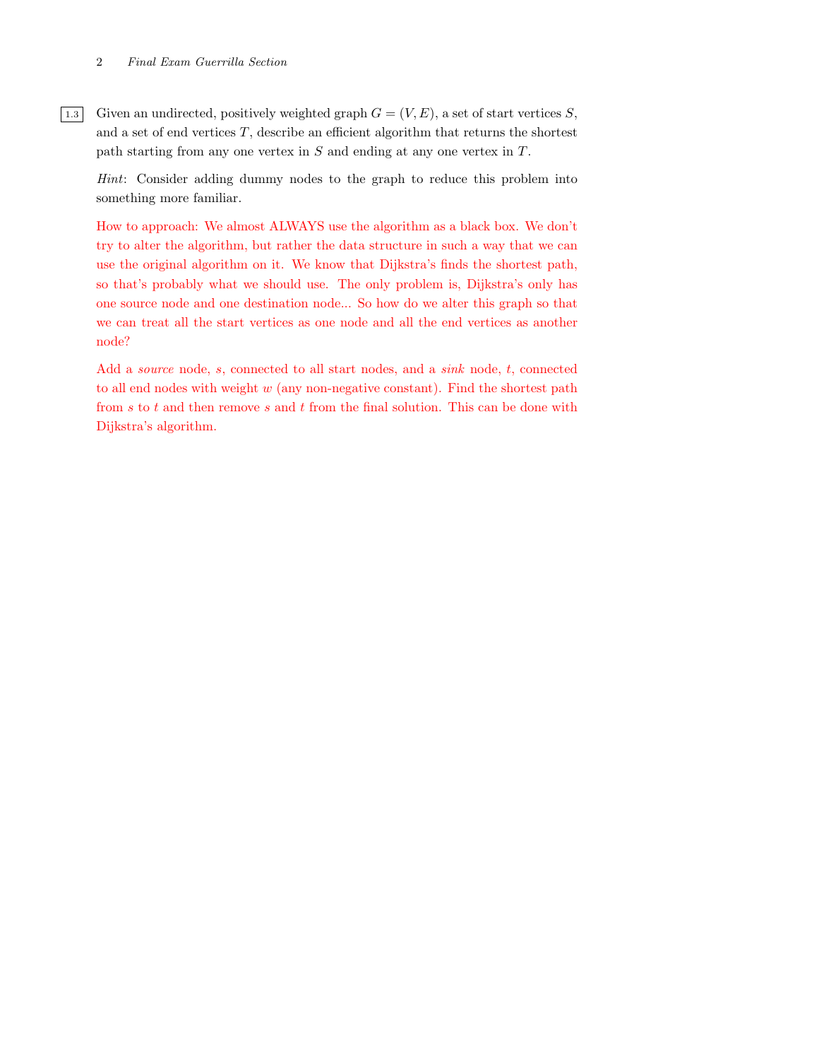**1.3** Given an undirected, positively weighted graph $G = (V, E)$, a set of start vertices $S$, and a set of end vertices $T$, describe an efficient algorithm that returns the shortest path starting from any one vertex in $S$ and ending at any one vertex in $T$.

*Hint*: Consider adding dummy nodes to the graph to reduce this problem into something more familiar.

How to approach: We almost ALWAYS use the algorithm as a black box. We don't try to alter the algorithm, but rather the data structure in such a way that we can use the original algorithm on it. We know that Dijkstra's finds the shortest path, so that's probably what we should use. The only problem is, Dijkstra's only has one source node and one destination node... So how do we alter this graph so that we can treat all the start vertices as one node and all the end vertices as another node?

Add a *source* node, $s$, connected to all start nodes, and a *sink* node, $t$, connected to all end nodes with weight $w$ (any non-negative constant). Find the shortest path from $s$ to $t$ and then remove $s$ and $t$ from the final solution. This can be done with Dijkstra's algorithm.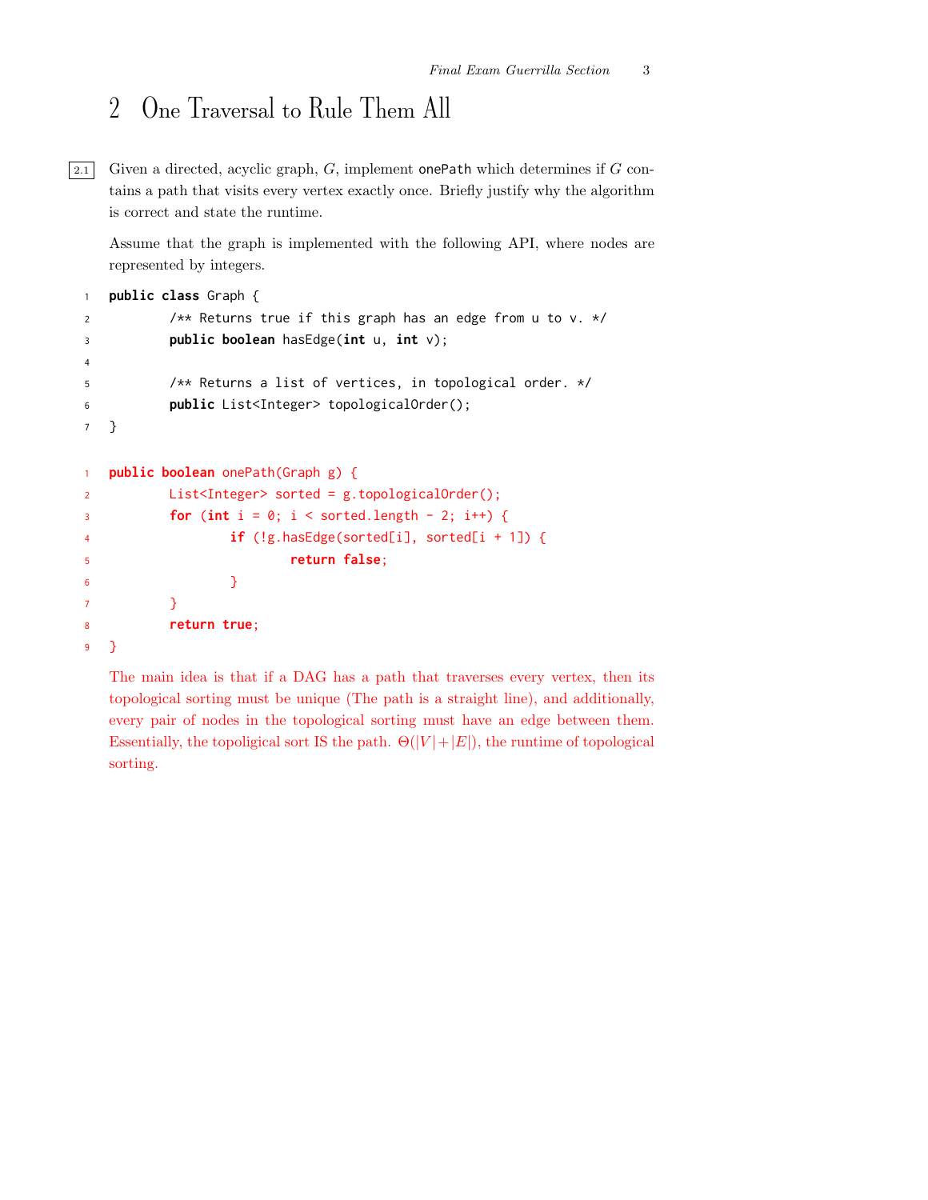## 2 One Traversal to Rule Them All

2.1 Given a directed, acyclic graph, $G$, implement `onePath` which determines if $G$ contains a path that visits every vertex exactly once. Briefly justify why the algorithm is correct and state the runtime.

Assume that the graph is implemented with the following API, where nodes are represented by integers.

```java
public class Graph {
        /** Returns true if this graph has an edge from u to v. */
        public boolean hasEdge(int u, int v);

        /** Returns a list of vertices, in topological order. */
        public List<Integer> topologicalOrder();
}
```

```java
public boolean onePath(Graph g) {
        List<Integer> sorted = g.topologicalOrder();
        for (int i = 0; i < sorted.length - 2; i++) {
                if (!g.hasEdge(sorted[i], sorted[i + 1]) {
                        return false;
                }
        }
        return true;
}
```

The main idea is that if a DAG has a path that traverses every vertex, then its topological sorting must be unique (The path is a straight line), and additionally, every pair of nodes in the topological sorting must have an edge between them. Essentially, the topoligical sort IS the path. $\Theta(|V| + |E|)$, the runtime of topological sorting.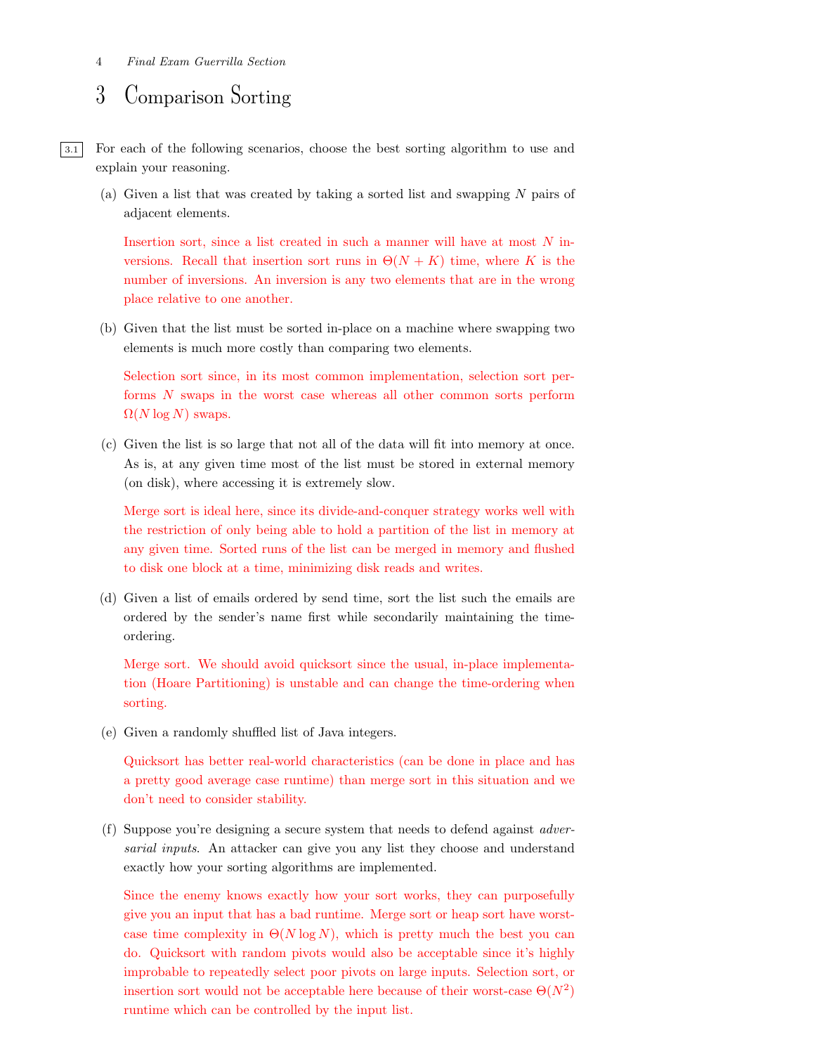# 3 Comparison Sorting

3.1 For each of the following scenarios, choose the best sorting algorithm to use and explain your reasoning.

(a) Given a list that was created by taking a sorted list and swapping $N$ pairs of adjacent elements.

Insertion sort, since a list created in such a manner will have at most $N$ inversions. Recall that insertion sort runs in $\Theta(N + K)$ time, where $K$ is the number of inversions. An inversion is any two elements that are in the wrong place relative to one another.

(b) Given that the list must be sorted in-place on a machine where swapping two elements is much more costly than comparing two elements.

Selection sort since, in its most common implementation, selection sort performs $N$ swaps in the worst case whereas all other common sorts perform $\Omega(N \log N)$ swaps.

(c) Given the list is so large that not all of the data will fit into memory at once. As is, at any given time most of the list must be stored in external memory (on disk), where accessing it is extremely slow.

Merge sort is ideal here, since its divide-and-conquer strategy works well with the restriction of only being able to hold a partition of the list in memory at any given time. Sorted runs of the list can be merged in memory and flushed to disk one block at a time, minimizing disk reads and writes.

(d) Given a list of emails ordered by send time, sort the list such the emails are ordered by the sender's name first while secondarily maintaining the time-ordering.

Merge sort. We should avoid quicksort since the usual, in-place implementation (Hoare Partitioning) is unstable and can change the time-ordering when sorting.

(e) Given a randomly shuffled list of Java integers.

Quicksort has better real-world characteristics (can be done in place and has a pretty good average case runtime) than merge sort in this situation and we don't need to consider stability.

(f) Suppose you're designing a secure system that needs to defend against *adversarial inputs*. An attacker can give you any list they choose and understand exactly how your sorting algorithms are implemented.

Since the enemy knows exactly how your sort works, they can purposefully give you an input that has a bad runtime. Merge sort or heap sort have worst-case time complexity in $\Theta(N \log N)$, which is pretty much the best you can do. Quicksort with random pivots would also be acceptable since it's highly improbable to repeatedly select poor pivots on large inputs. Selection sort, or insertion sort would not be acceptable here because of their worst-case $\Theta(N^2)$ runtime which can be controlled by the input list.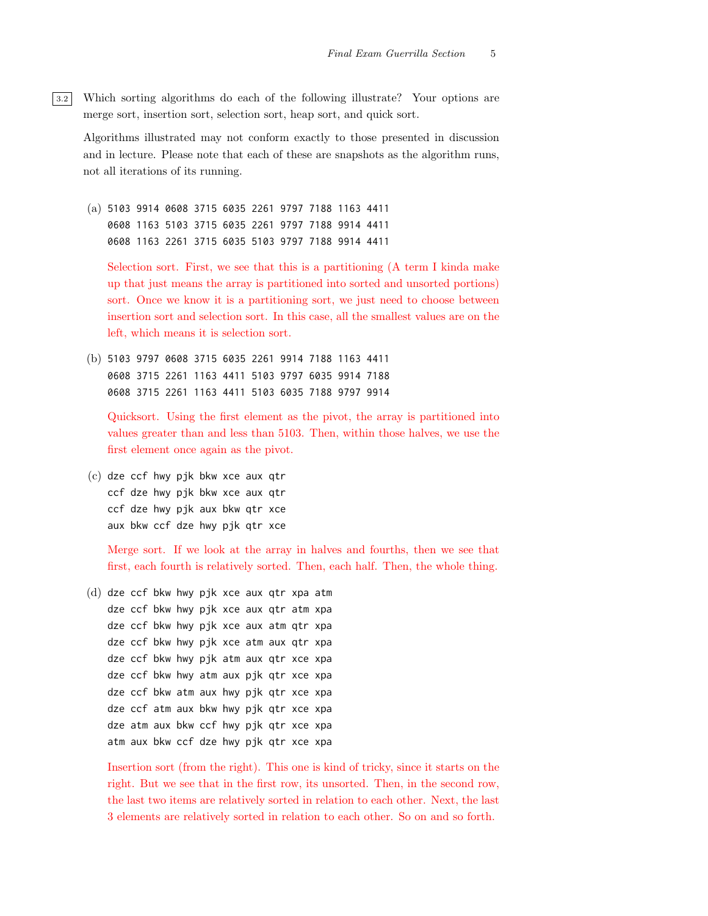3.2 Which sorting algorithms do each of the following illustrate? Your options are merge sort, insertion sort, selection sort, heap sort, and quick sort.

Algorithms illustrated may not conform exactly to those presented in discussion and in lecture. Please note that each of these are snapshots as the algorithm runs, not all iterations of its running.

(a)
```
5103 9914 0608 3715 6035 2261 9797 7188 1163 4411
0608 1163 5103 3715 6035 2261 9797 7188 9914 4411
0608 1163 2261 3715 6035 5103 9797 7188 9914 4411
```

Selection sort. First, we see that this is a partitioning (A term I kinda make up that just means the array is partitioned into sorted and unsorted portions) sort. Once we know it is a partitioning sort, we just need to choose between insertion sort and selection sort. In this case, all the smallest values are on the left, which means it is selection sort.

(b)
```
5103 9797 0608 3715 6035 2261 9914 7188 1163 4411
0608 3715 2261 1163 4411 5103 9797 6035 9914 7188
0608 3715 2261 1163 4411 5103 6035 7188 9797 9914
```

Quicksort. Using the first element as the pivot, the array is partitioned into values greater than and less than 5103. Then, within those halves, we use the first element once again as the pivot.

(c)
```
dze ccf hwy pjk bkw xce aux qtr
ccf dze hwy pjk bkw xce aux qtr
ccf dze hwy pjk aux bkw qtr xce
aux bkw ccf dze hwy pjk qtr xce
```

Merge sort. If we look at the array in halves and fourths, then we see that first, each fourth is relatively sorted. Then, each half. Then, the whole thing.

(d)
```
dze ccf bkw hwy pjk xce aux qtr xpa atm
dze ccf bkw hwy pjk xce aux qtr atm xpa
dze ccf bkw hwy pjk xce aux atm qtr xpa
dze ccf bkw hwy pjk xce atm aux qtr xpa
dze ccf bkw hwy pjk atm aux qtr xce xpa
dze ccf bkw hwy atm aux pjk qtr xce xpa
dze ccf bkw atm aux hwy pjk qtr xce xpa
dze ccf atm aux bkw hwy pjk qtr xce xpa
dze atm aux bkw ccf hwy pjk qtr xce xpa
atm aux bkw ccf dze hwy pjk qtr xce xpa
```

Insertion sort (from the right). This one is kind of tricky, since it starts on the right. But we see that in the first row, its unsorted. Then, in the second row, the last two items are relatively sorted in relation to each other. Next, the last 3 elements are relatively sorted in relation to each other. So on and so forth.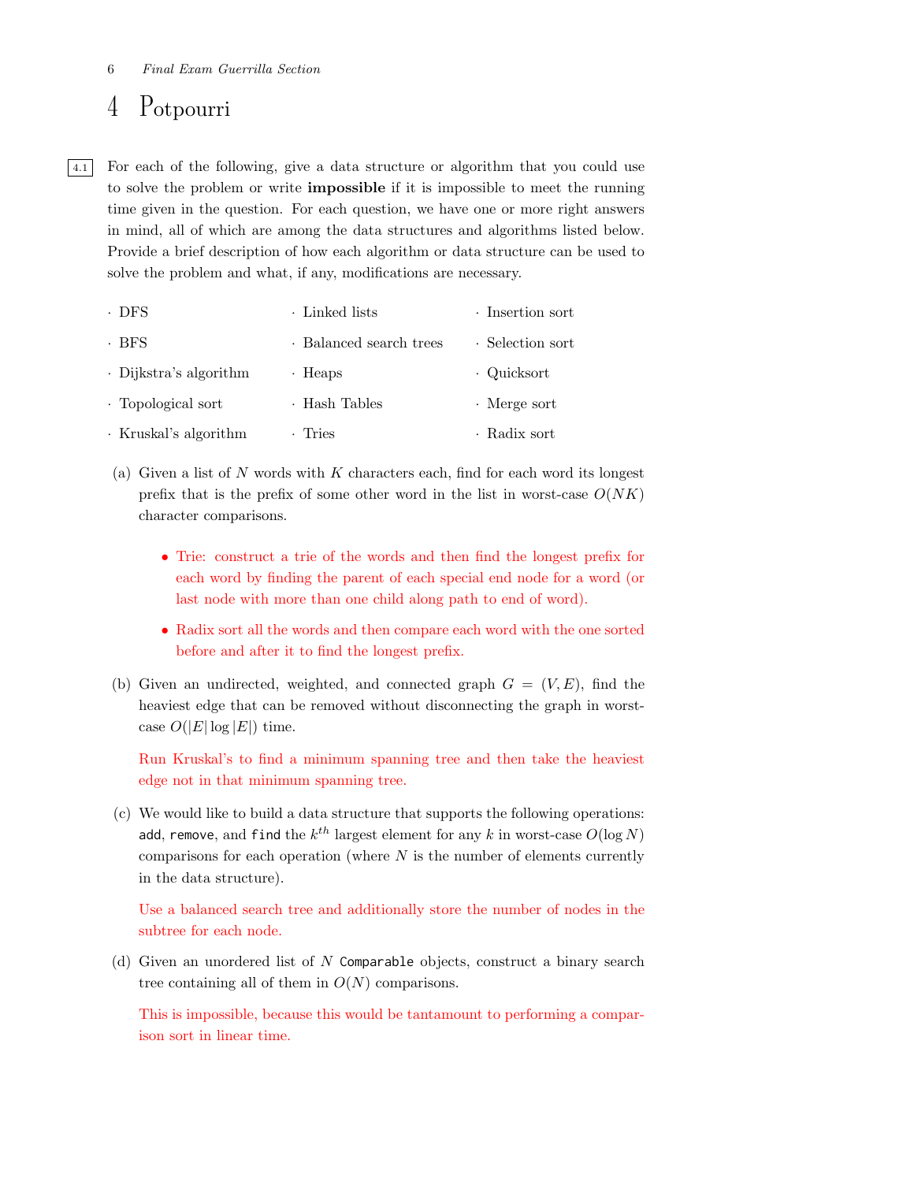# 4 Potpourri

4.1 For each of the following, give a data structure or algorithm that you could use to solve the problem or write **impossible** if it is impossible to meet the running time given in the question. For each question, we have one or more right answers in mind, all of which are among the data structures and algorithms listed below. Provide a brief description of how each algorithm or data structure can be used to solve the problem and what, if any, modifications are necessary.

- DFS
- BFS
- Dijkstra's algorithm
- Topological sort
- Kruskal's algorithm
- Linked lists
- Balanced search trees
- Heaps
- Hash Tables
- Tries
- Insertion sort
- Selection sort
- Quicksort
- Merge sort
- Radix sort

(a) Given a list of $N$ words with $K$ characters each, find for each word its longest prefix that is the prefix of some other word in the list in worst-case $O(NK)$ character comparisons.

- Trie: construct a trie of the words and then find the longest prefix for each word by finding the parent of each special end node for a word (or last node with more than one child along path to end of word).
- Radix sort all the words and then compare each word with the one sorted before and after it to find the longest prefix.

(b) Given an undirected, weighted, and connected graph $G = (V, E)$, find the heaviest edge that can be removed without disconnecting the graph in worst-case $O(|E| \log |E|)$ time.

Run Kruskal's to find a minimum spanning tree and then take the heaviest edge not in that minimum spanning tree.

(c) We would like to build a data structure that supports the following operations: `add`, `remove`, and `find` the $k^{th}$ largest element for any $k$ in worst-case $O(\log N)$ comparisons for each operation (where $N$ is the number of elements currently in the data structure).

Use a balanced search tree and additionally store the number of nodes in the subtree for each node.

(d) Given an unordered list of $N$ `Comparable` objects, construct a binary search tree containing all of them in $O(N)$ comparisons.

This is impossible, because this would be tantamount to performing a comparison sort in linear time.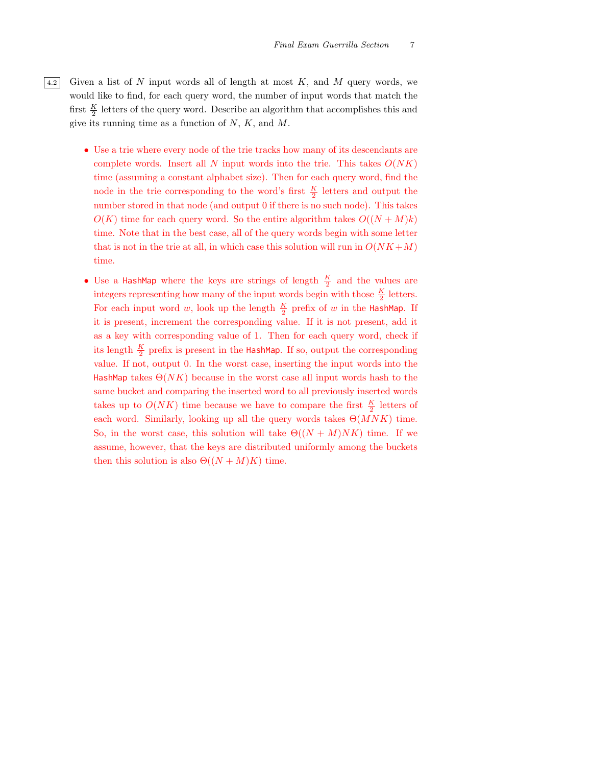4.2 Given a list of $N$ input words all of length at most $K$, and $M$ query words, we would like to find, for each query word, the number of input words that match the first $\frac{K}{2}$ letters of the query word. Describe an algorithm that accomplishes this and give its running time as a function of $N$, $K$, and $M$.

- Use a trie where every node of the trie tracks how many of its descendants are complete words. Insert all $N$ input words into the trie. This takes $O(NK)$ time (assuming a constant alphabet size). Then for each query word, find the node in the trie corresponding to the word's first $\frac{K}{2}$ letters and output the number stored in that node (and output 0 if there is no such node). This takes $O(K)$ time for each query word. So the entire algorithm takes $O((N+M)k)$ time. Note that in the best case, all of the query words begin with some letter that is not in the trie at all, in which case this solution will run in $O(NK+M)$ time.

- Use a `HashMap` where the keys are strings of length $\frac{K}{2}$ and the values are integers representing how many of the input words begin with those $\frac{K}{2}$ letters. For each input word $w$, look up the length $\frac{K}{2}$ prefix of $w$ in the `HashMap`. If it is present, increment the corresponding value. If it is not present, add it as a key with corresponding value of 1. Then for each query word, check if its length $\frac{K}{2}$ prefix is present in the `HashMap`. If so, output the corresponding value. If not, output 0. In the worst case, inserting the input words into the `HashMap` takes $\Theta(NK)$ because in the worst case all input words hash to the same bucket and comparing the inserted word to all previously inserted words takes up to $O(NK)$ time because we have to compare the first $\frac{K}{2}$ letters of each word. Similarly, looking up all the query words takes $\Theta(MNK)$ time. So, in the worst case, this solution will take $\Theta((N+M)NK)$ time. If we assume, however, that the keys are distributed uniformly among the buckets then this solution is also $\Theta((N+M)K)$ time.